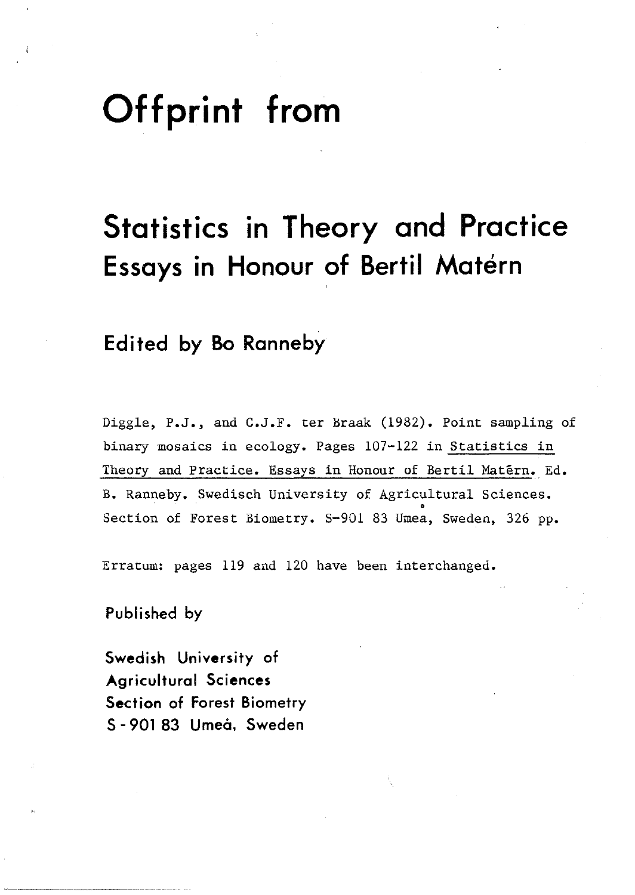# Offprint from

## Statistics in Theory and Practice
## Essays in Honour of Bertil Matérn

### Edited by Bo Ranneby

Diggle, P.J., and C.J.F. ter Braak (1982). Point sampling of binary mosaics in ecology. Pages 107-122 in Statistics in Theory and Practice. Essays in Honour of Bertil Matêrn. Ed. B. Ranneby. Swedisch University of Agricultural Sciences. Section of Forest Biometry. S-901 83 Umeå, Sweden, 326 pp.

Erratum: pages 119 and 120 have been interchanged.

Published by

**Swedish University of Agricultural Sciences**
**Section of Forest Biometry**
**S - 901 83 Umeå, Sweden**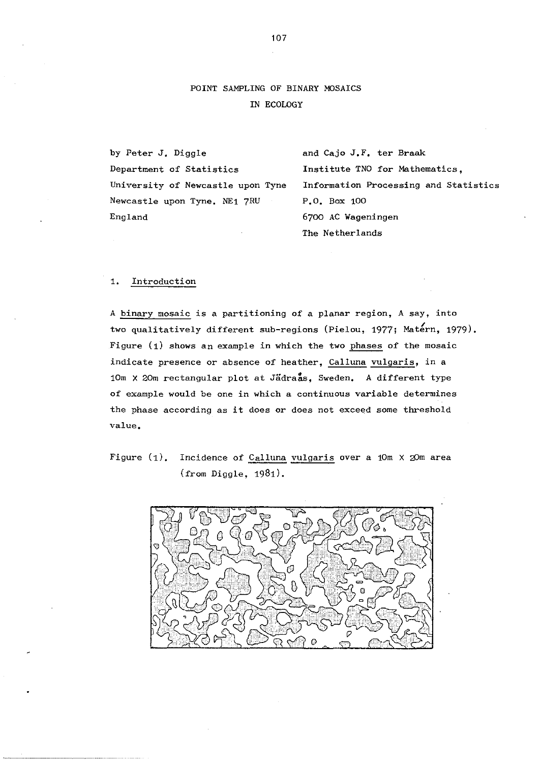# POINT SAMPLING OF BINARY MOSAICS IN ECOLOGY

by Peter J. Diggle
Department of Statistics
University of Newcastle upon Tyne
Newcastle upon Tyne. NE1 7RU
England

and Cajo J.F. ter Braak
Institute TNO for Mathematics,
Information Processing and Statistics
P.O. Box 100
6700 AC Wageningen
The Netherlands

## 1. Introduction

A binary mosaic is a partitioning of a planar region, A say, into two qualitatively different sub-regions (Pielou, 1977; Matérn, 1979). Figure (1) shows an example in which the two phases of the mosaic indicate presence or absence of heather, *Calluna vulgaris*, in a 10m X 20m rectangular plot at Jädraås, Sweden. A different type of example would be one in which a continuous variable determines the phase according as it does or does not exceed some threshold value.

Figure (1). Incidence of *Calluna vulgaris* over a 10m X 20m area (from Diggle, 1981).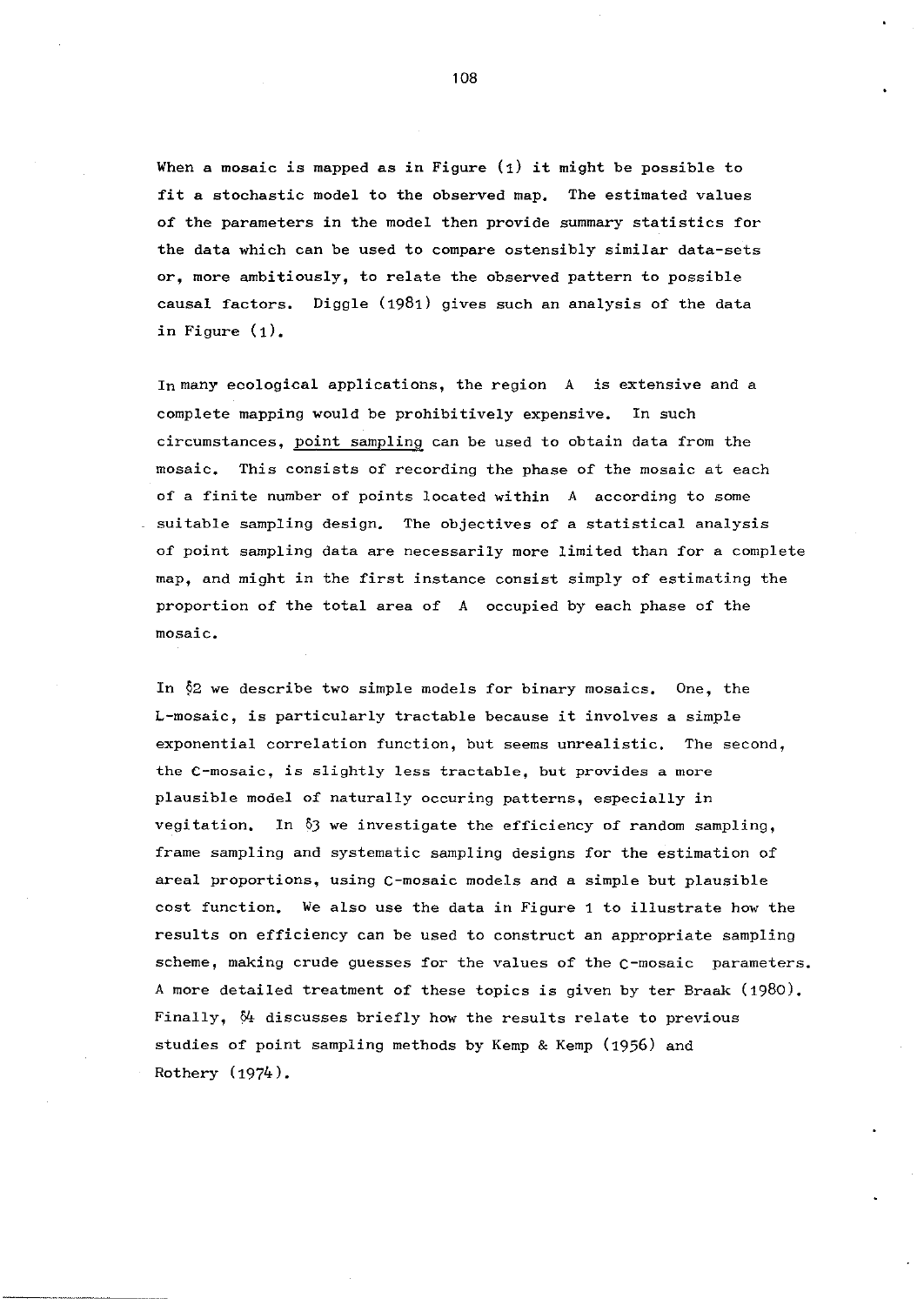When a mosaic is mapped as in Figure (1) it might be possible to fit a stochastic model to the observed map. The estimated values of the parameters in the model then provide summary statistics for the data which can be used to compare ostensibly similar data-sets or, more ambitiously, to relate the observed pattern to possible causal factors. Diggle (1981) gives such an analysis of the data in Figure (1).

In many ecological applications, the region A is extensive and a complete mapping would be prohibitively expensive. In such circumstances, <u>point sampling</u> can be used to obtain data from the mosaic. This consists of recording the phase of the mosaic at each of a finite number of points located within A according to some suitable sampling design. The objectives of a statistical analysis of point sampling data are necessarily more limited than for a complete map, and might in the first instance consist simply of estimating the proportion of the total area of A occupied by each phase of the mosaic.

In §2 we describe two simple models for binary mosaics. One, the L-mosaic, is particularly tractable because it involves a simple exponential correlation function, but seems unrealistic. The second, the C-mosaic, is slightly less tractable, but provides a more plausible model of naturally occuring patterns, especially in vegitation. In §3 we investigate the efficiency of random sampling, frame sampling and systematic sampling designs for the estimation of areal proportions, using C-mosaic models and a simple but plausible cost function. We also use the data in Figure 1 to illustrate how the results on efficiency can be used to construct an appropriate sampling scheme, making crude guesses for the values of the C-mosaic parameters. A more detailed treatment of these topics is given by ter Braak (1980). Finally, §4 discusses briefly how the results relate to previous studies of point sampling methods by Kemp & Kemp (1956) and Rothery (1974).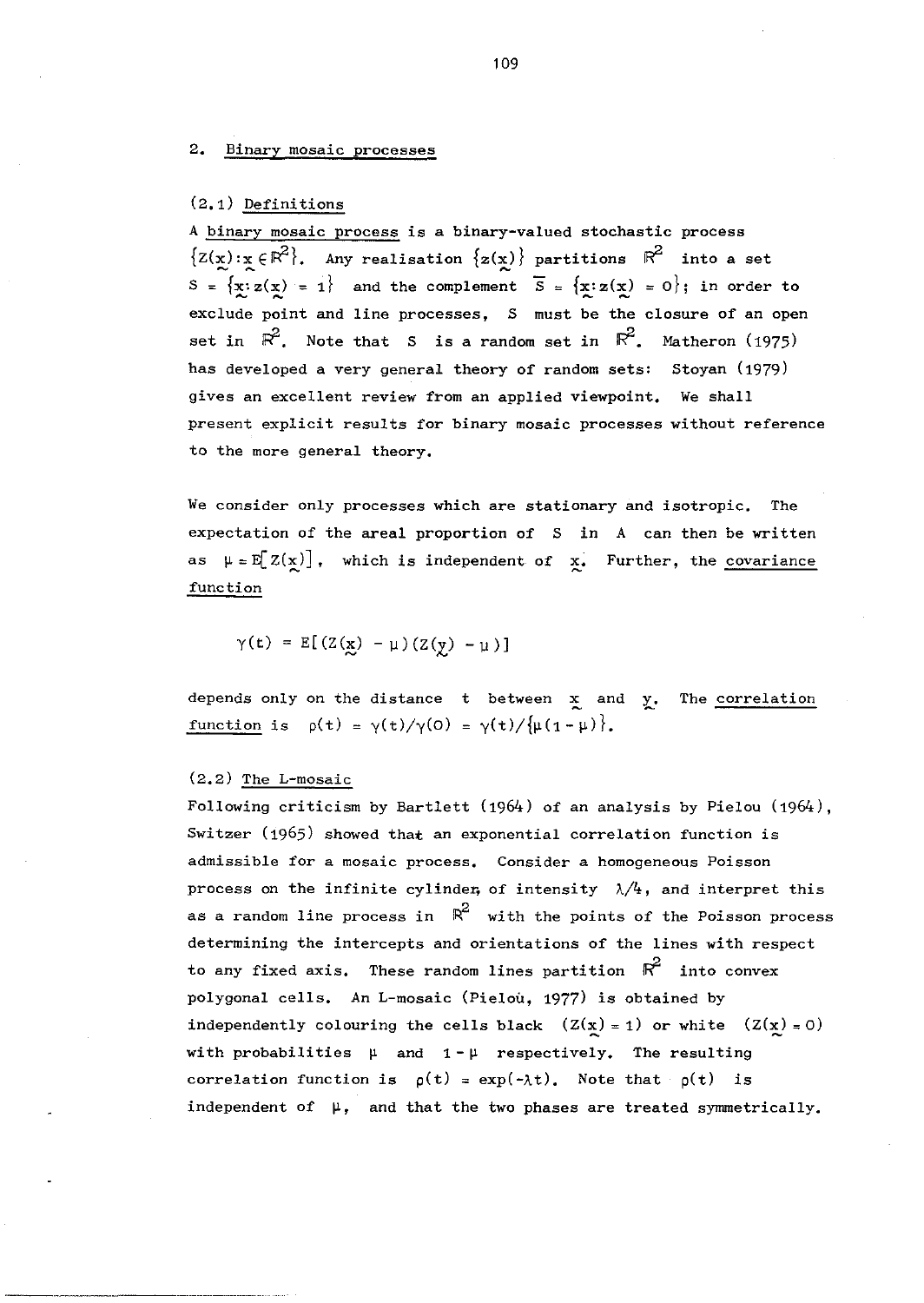## 2. Binary mosaic processes

### (2.1) Definitions

A binary mosaic process is a binary-valued stochastic process $\{Z(\underset{\sim}{x}): \underset{\sim}{x} \in \mathbb{R}^2\}$. Any realisation $\{z(\underset{\sim}{x})\}$ partitions $\mathbb{R}^2$ into a set $S = \{\underset{\sim}{x}: z(\underset{\sim}{x}) = 1\}$ and the complement $\bar{S} = \{\underset{\sim}{x}: z(\underset{\sim}{x}) = 0\}$; in order to exclude point and line processes, $S$ must be the closure of an open set in $\mathbb{R}^2$. Note that $S$ is a random set in $\mathbb{R}^2$. Matheron (1975) has developed a very general theory of random sets: Stoyan (1979) gives an excellent review from an applied viewpoint. We shall present explicit results for binary mosaic processes without reference to the more general theory.

We consider only processes which are stationary and isotropic. The expectation of the areal proportion of $S$ in $A$ can then be written as $\mu = E[Z(\underset{\sim}{x})]$, which is independent of $\underset{\sim}{x}$. Further, the covariance function

$$\gamma(t) = E[(Z(\underset{\sim}{x}) - \mu)(Z(\underset{\sim}{y}) - \mu)]$$

depends only on the distance $t$ between $\underset{\sim}{x}$ and $\underset{\sim}{y}$. The correlation function is $\rho(t) = \gamma(t)/\gamma(0) = \gamma(t)/\{\mu(1-\mu)\}$.

### (2.2) The L-mosaic

Following criticism by Bartlett (1964) of an analysis by Pielou (1964), Switzer (1965) showed that an exponential correlation function is admissible for a mosaic process. Consider a homogeneous Poisson process on the infinite cylinder, of intensity $\lambda/4$, and interpret this as a random line process in $\mathbb{R}^2$ with the points of the Poisson process determining the intercepts and orientations of the lines with respect to any fixed axis. These random lines partition $\mathbb{R}^2$ into convex polygonal cells. An L-mosaic (Pielou, 1977) is obtained by independently colouring the cells black $(Z(\underset{\sim}{x}) = 1)$ or white $(Z(\underset{\sim}{x}) = 0)$ with probabilities $\mu$ and $1-\mu$ respectively. The resulting correlation function is $\rho(t) = \exp(-\lambda t)$. Note that $\rho(t)$ is independent of $\mu$, and that the two phases are treated symmetrically.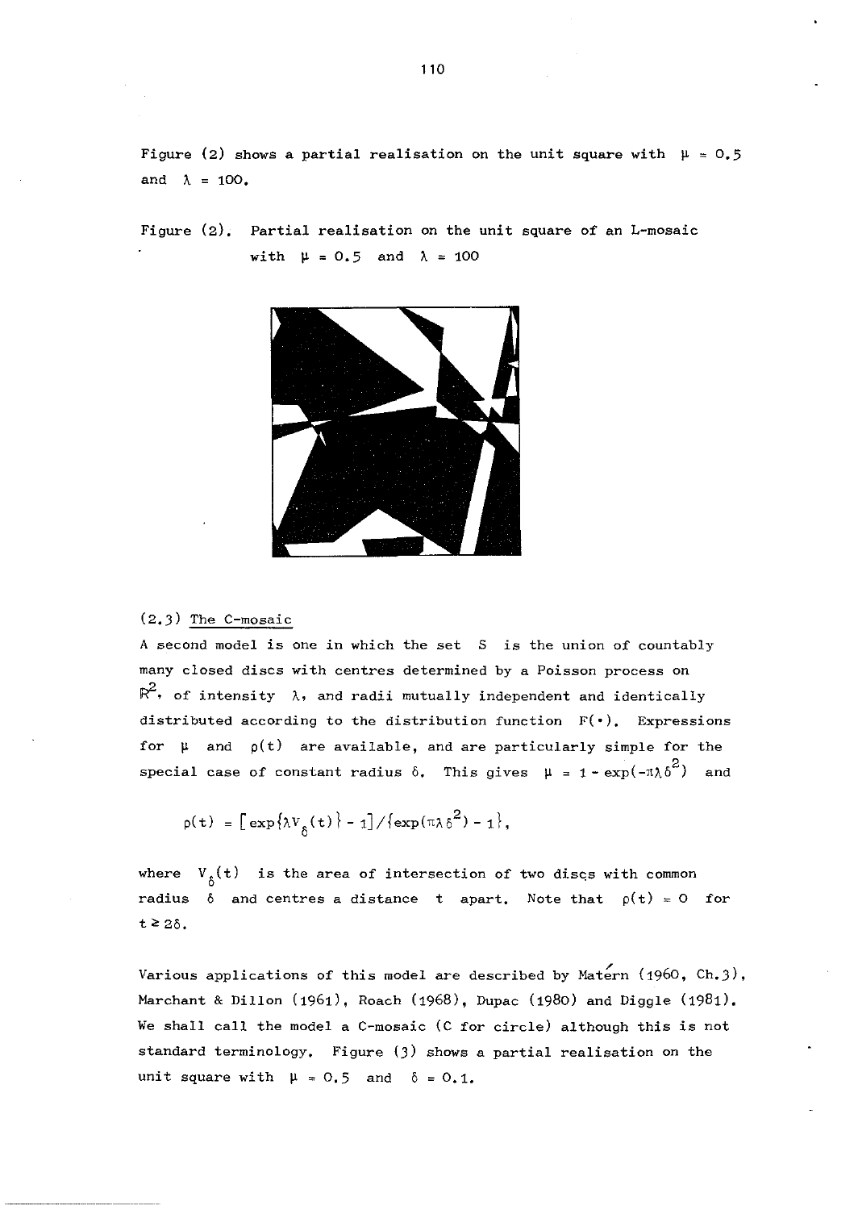Figure (2) shows a partial realisation on the unit square with $\mu = 0.5$ and $\lambda = 100$.

Figure (2). Partial realisation on the unit square of an L-mosaic with $\mu = 0.5$ and $\lambda = 100$

### (2.3) The C-mosaic

A second model is one in which the set $S$ is the union of countably many closed discs with centres determined by a Poisson process on $\mathbb{R}^2$, of intensity $\lambda$, and radii mutually independent and identically distributed according to the distribution function $F(\cdot)$. Expressions for $\mu$ and $\rho(t)$ are available, and are particularly simple for the special case of constant radius $\delta$. This gives $\mu = 1 - \exp(-\pi\lambda\delta^2)$ and

$$\rho(t) = [\exp\{\lambda V_\delta(t)\} - 1]/\{\exp(\pi\lambda\delta^2) - 1\},$$

where $V_\delta(t)$ is the area of intersection of two discs with common radius $\delta$ and centres a distance $t$ apart. Note that $\rho(t) = 0$ for $t \geq 2\delta$.

Various applications of this model are described by Matérn (1960, Ch.3), Marchant & Dillon (1961), Roach (1968), Dupac (1980) and Diggle (1981). We shall call the model a C-mosaic (C for circle) although this is not standard terminology. Figure (3) shows a partial realisation on the unit square with $\mu = 0.5$ and $\delta = 0.1$.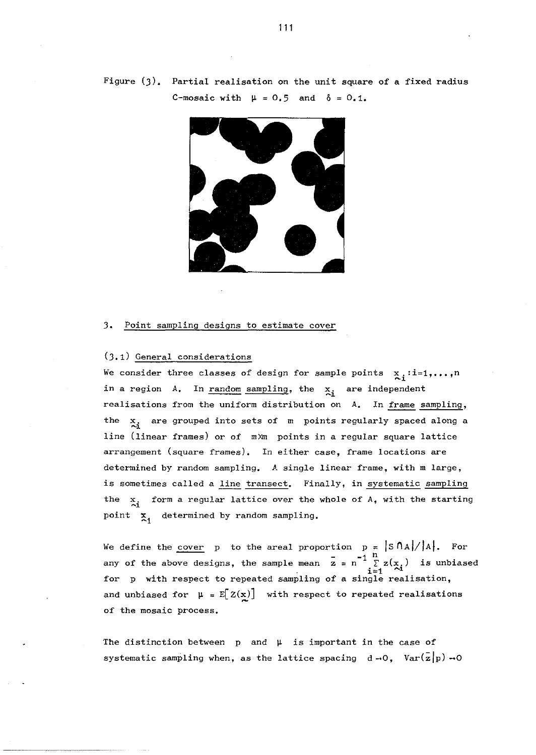Figure (3). Partial realisation on the unit square of a fixed radius C-mosaic with $\mu = 0.5$ and $\delta = 0.1$.

## 3. Point sampling designs to estimate cover

### (3.1) General considerations

We consider three classes of design for sample points $\underset{\sim}{x}_i : i=1,\ldots,n$ in a region A. In random sampling, the $\underset{\sim}{x}_i$ are independent realisations from the uniform distribution on A. In frame sampling, the $\underset{\sim}{x}_i$ are grouped into sets of m points regularly spaced along a line (linear frames) or of m×m points in a regular square lattice arrangement (square frames). In either case, frame locations are determined by random sampling. A single linear frame, with m large, is sometimes called a line transect. Finally, in systematic sampling the $\underset{\sim}{x}_i$ form a regular lattice over the whole of A, with the starting point $\underset{\sim}{x}_1$ determined by random sampling.

We define the cover p to the areal proportion $p = |S \cap A|/|A|$. For any of the above designs, the sample mean $\bar{z} = n^{-1} \sum_{i=1}^{n} z(\underset{\sim}{x}_i)$ is unbiased for p with respect to repeated sampling of a single realisation, and unbiased for $\mu = E[Z(\underset{\sim}{x})]$ with respect to repeated realisations of the mosaic process.

The distinction between p and $\mu$ is important in the case of systematic sampling when, as the lattice spacing $d \to 0$, $\text{Var}(\bar{z}|p) \to 0$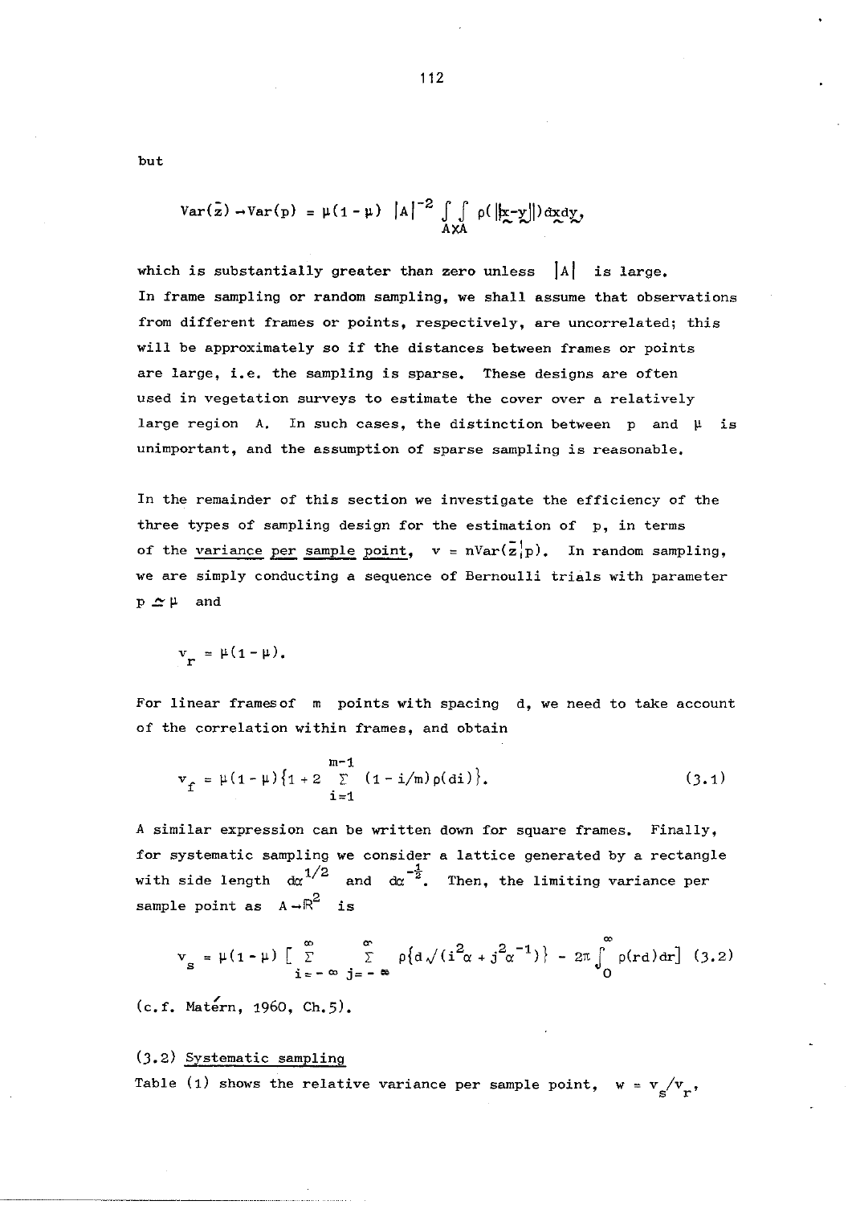but

$$\text{Var}(\bar{z}) \to \text{Var}(p) = \mu(1-\mu) \; |A|^{-2} \int\int_{A \times A} \rho(\|\underset{\sim}{x}-\underset{\sim}{y}\|) d\underset{\sim}{x} d\underset{\sim}{y},$$

which is substantially greater than zero unless $|A|$ is large. In frame sampling or random sampling, we shall assume that observations from different frames or points, respectively, are uncorrelated; this will be approximately so if the distances between frames or points are large, i.e. the sampling is sparse. These designs are often used in vegetation surveys to estimate the cover over a relatively large region $A$. In such cases, the distinction between $p$ and $\mu$ is unimportant, and the assumption of sparse sampling is reasonable.

In the remainder of this section we investigate the efficiency of the three types of sampling design for the estimation of $p$, in terms of the <u>variance per sample point</u>, $v = n\text{Var}(\bar{z}|p)$. In random sampling, we are simply conducting a sequence of Bernoulli trials with parameter $p \simeq \mu$ and

$$v_r = \mu(1-\mu).$$

For linear frames of $m$ points with spacing $d$, we need to take account of the correlation within frames, and obtain

$$v_f = \mu(1-\mu)\{1 + 2 \sum_{i=1}^{m-1} (1 - i/m)\rho(di)\}. \tag{3.1}$$

A similar expression can be written down for square frames. Finally, for systematic sampling we consider a lattice generated by a rectangle with side length $d\alpha^{1/2}$ and $d\alpha^{-\frac{1}{2}}$. Then, the limiting variance per sample point as $A \to \mathbb{R}^2$ is

$$v_s = \mu(1-\mu) \left[ \sum_{i=-\infty}^{\infty} \sum_{j=-\infty}^{\infty} \rho\{d\sqrt{(i^2\alpha + j^2\alpha^{-1})}\} - 2\pi \int_0^{\infty} \rho(rd)dr \right] \tag{3.2}$$

(c.f. Matérn, 1960, Ch.5).

## (3.2) <u>Systematic sampling</u>

Table (1) shows the relative variance per sample point, $w = v_s/v_r$,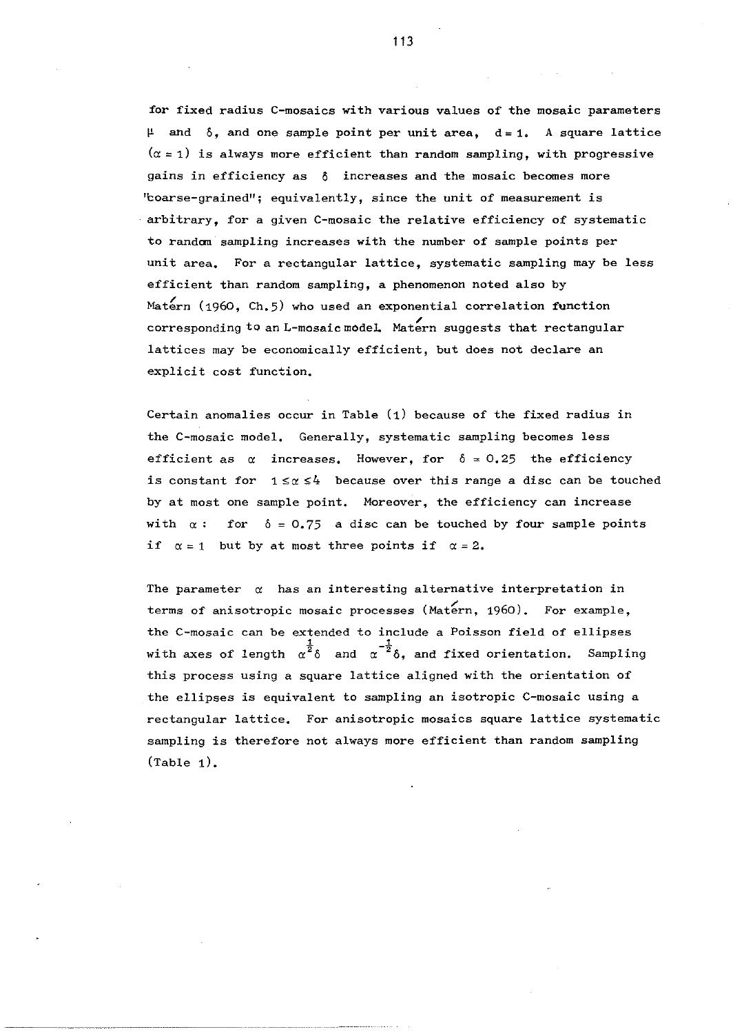for fixed radius C-mosaics with various values of the mosaic parameters $\mu$ and $\delta$, and one sample point per unit area, $d = 1$. A square lattice ($\alpha = 1$) is always more efficient than random sampling, with progressive gains in efficiency as $\delta$ increases and the mosaic becomes more "coarse-grained"; equivalently, since the unit of measurement is arbitrary, for a given C-mosaic the relative efficiency of systematic to random sampling increases with the number of sample points per unit area. For a rectangular lattice, systematic sampling may be less efficient than random sampling, a phenomenon noted also by Matérn (1960, Ch.5) who used an exponential correlation function corresponding to an L-mosaic model. Matérn suggests that rectangular lattices may be economically efficient, but does not declare an explicit cost function.

Certain anomalies occur in Table (1) because of the fixed radius in the C-mosaic model. Generally, systematic sampling becomes less efficient as $\alpha$ increases. However, for $\delta = 0.25$ the efficiency is constant for $1 \leq \alpha \leq 4$ because over this range a disc can be touched by at most one sample point. Moreover, the efficiency can increase with $\alpha$: for $\delta = 0.75$ a disc can be touched by four sample points if $\alpha = 1$ but by at most three points if $\alpha = 2$.

The parameter $\alpha$ has an interesting alternative interpretation in terms of anisotropic mosaic processes (Matérn, 1960). For example, the C-mosaic can be extended to include a Poisson field of ellipses with axes of length $\alpha^{\frac{1}{2}}\delta$ and $\alpha^{-\frac{1}{2}}\delta$, and fixed orientation. Sampling this process using a square lattice aligned with the orientation of the ellipses is equivalent to sampling an isotropic C-mosaic using a rectangular lattice. For anisotropic mosaics square lattice systematic sampling is therefore not always more efficient than random sampling (Table 1).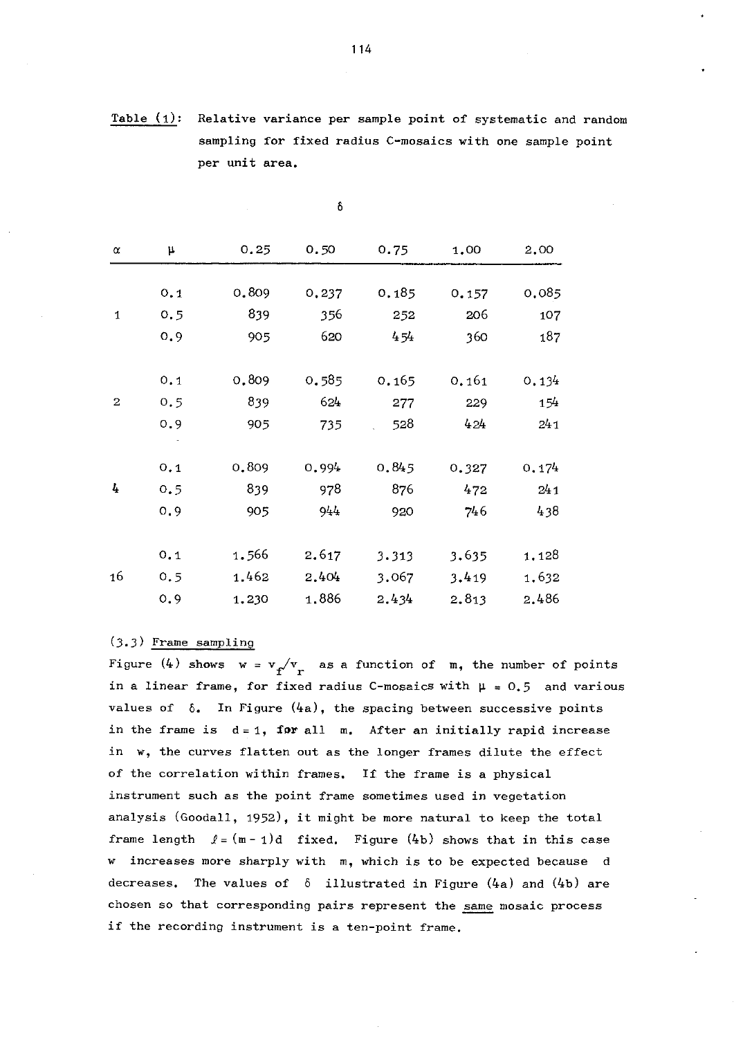Table (1): Relative variance per sample point of systematic and random sampling for fixed radius C-mosaics with one sample point per unit area.

| | | $\delta$ | | | | |
|---|---|---|---|---|---|---|
| $\alpha$ | $\mu$ | 0.25 | 0.50 | 0.75 | 1.00 | 2.00 |
| | 0.1 | 0.809 | 0.237 | 0.185 | 0.157 | 0.085 |
| 1 | 0.5 | 839 | 356 | 252 | 206 | 107 |
| | 0.9 | 905 | 620 | 454 | 360 | 187 |
| | 0.1 | 0.809 | 0.585 | 0.165 | 0.161 | 0.134 |
| 2 | 0.5 | 839 | 624 | 277 | 229 | 154 |
| | 0.9 | 905 | 735 | 528 | 424 | 241 |
| | 0.1 | 0.809 | 0.994 | 0.845 | 0.327 | 0.174 |
| 4 | 0.5 | 839 | 978 | 876 | 472 | 241 |
| | 0.9 | 905 | 944 | 920 | 746 | 438 |
| | 0.1 | 1.566 | 2.617 | 3.313 | 3.635 | 1.128 |
| 16 | 0.5 | 1.462 | 2.404 | 3.067 | 3.419 | 1.632 |
| | 0.9 | 1.230 | 1.886 | 2.434 | 2.813 | 2.486 |

(3.3) Frame sampling

Figure (4) shows $w = v_f/v_r$ as a function of $m$, the number of points in a linear frame, for fixed radius C-mosaics with $\mu = 0.5$ and various values of $\delta$. In Figure (4a), the spacing between successive points in the frame is $d = 1$, for all $m$. After an initially rapid increase in $w$, the curves flatten out as the longer frames dilute the effect of the correlation within frames. If the frame is a physical instrument such as the point frame sometimes used in vegetation analysis (Goodall, 1952), it might be more natural to keep the total frame length $\ell = (m-1)d$ fixed. Figure (4b) shows that in this case $w$ increases more sharply with $m$, which is to be expected because $d$ decreases. The values of $\delta$ illustrated in Figure (4a) and (4b) are chosen so that corresponding pairs represent the same mosaic process if the recording instrument is a ten-point frame.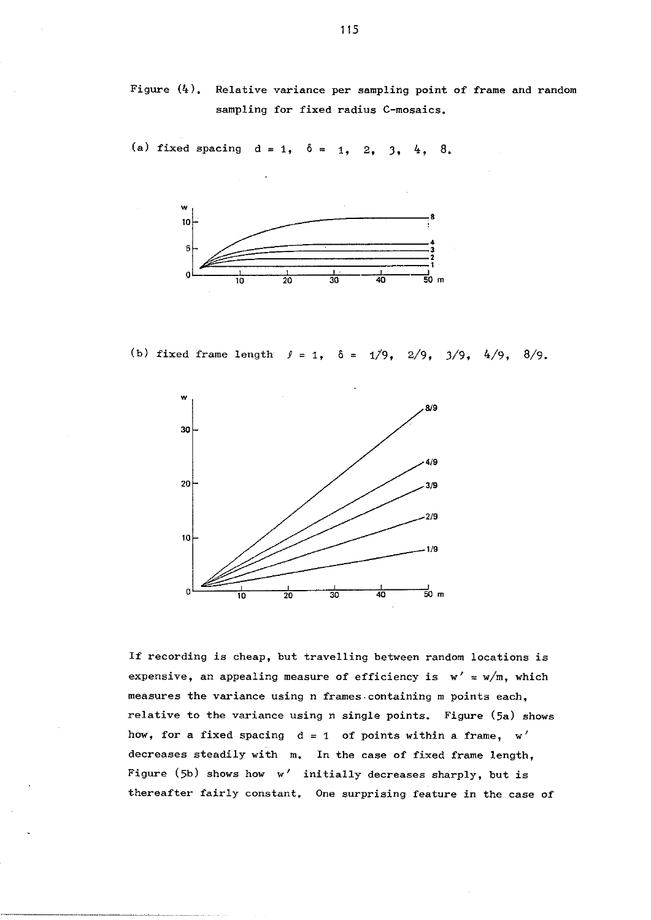Figure (4). Relative variance per sampling point of frame and random sampling for fixed radius C-mosaics.

(a) fixed spacing $d = 1$, $\delta = 1, 2, 3, 4, 8$.

(b) fixed frame length $\ell = 1$, $\delta = 1/9, 2/9, 3/9, 4/9, 8/9$.

If recording is cheap, but travelling between random locations is expensive, an appealing measure of efficiency is $w' = w/m$, which measures the variance using n frames containing m points each, relative to the variance using n single points. Figure (5a) shows how, for a fixed spacing $d = 1$ of points within a frame, $w'$ decreases steadily with $m$. In the case of fixed frame length, Figure (5b) shows how $w'$ initially decreases sharply, but is thereafter fairly constant. One surprising feature in the case of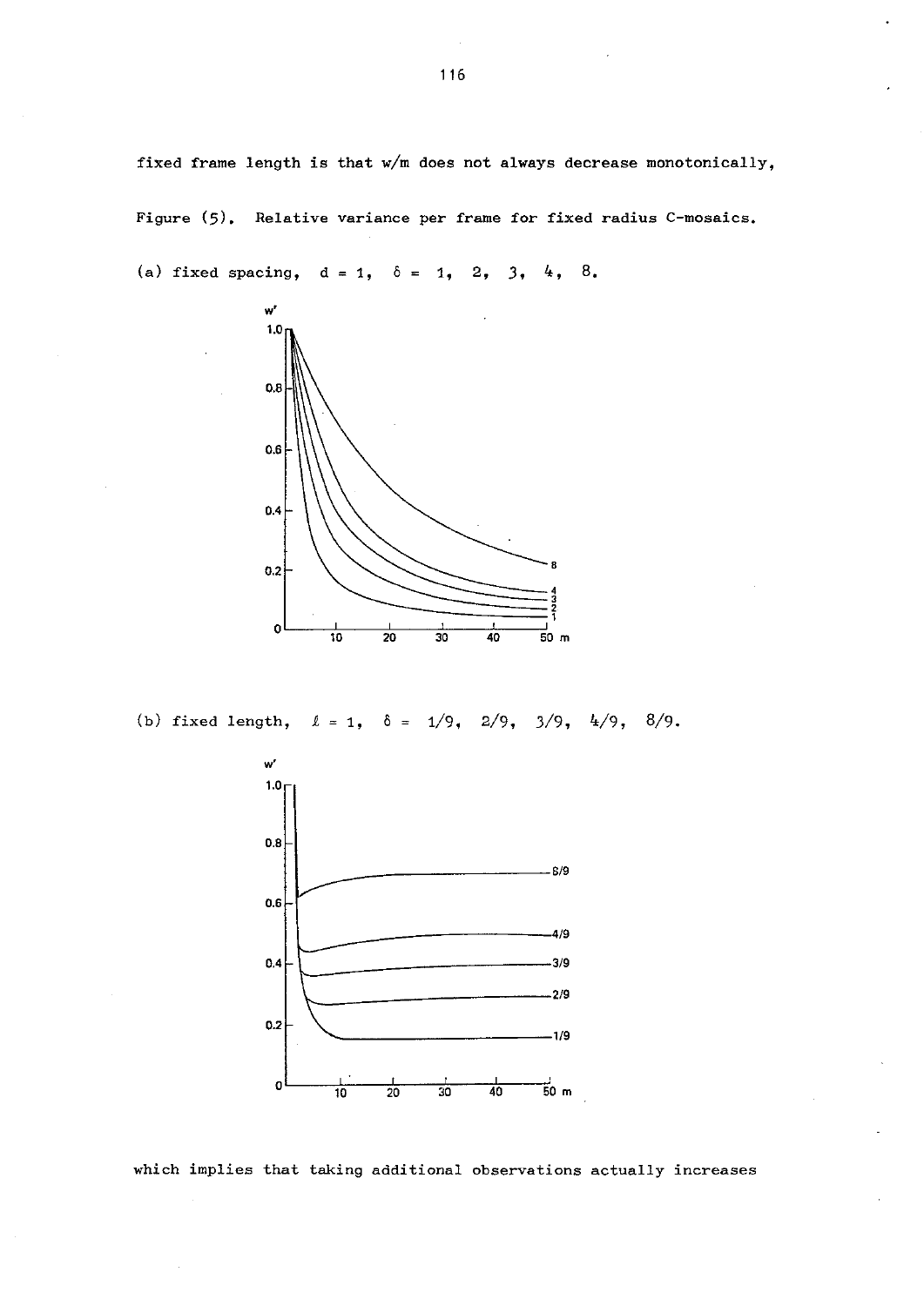fixed frame length is that $w/m$ does not always decrease monotonically,

Figure (5). Relative variance per frame for fixed radius C-mosaics.

(a) fixed spacing, $d = 1$, $\delta = 1, 2, 3, 4, 8$.

(b) fixed length, $\ell = 1$, $\delta = 1/9, 2/9, 3/9, 4/9, 8/9$.

which implies that taking additional observations actually increases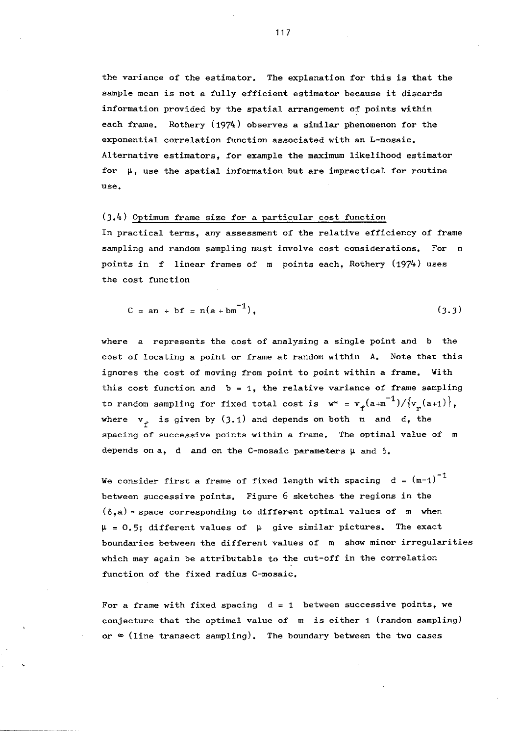the variance of the estimator. The explanation for this is that the sample mean is not a fully efficient estimator because it discards information provided by the spatial arrangement of points within each frame. Rothery (1974) observes a similar phenomenon for the exponential correlation function associated with an L-mosaic. Alternative estimators, for example the maximum likelihood estimator for $\mu$, use the spatial information but are impractical for routine use.

### (3.4) Optimum frame size for a particular cost function

In practical terms, any assessment of the relative efficiency of frame sampling and random sampling must involve cost considerations. For $n$ points in $f$ linear frames of $m$ points each, Rothery (1974) uses the cost function

$$C = an + bf = n(a + bm^{-1}), \tag{3.3}$$

where $a$ represents the cost of analysing a single point and $b$ the cost of locating a point or frame at random within $A$. Note that this ignores the cost of moving from point to point within a frame. With this cost function and $b = 1$, the relative variance of frame sampling to random sampling for fixed total cost is $w^* = v_f(a+m^{-1})/\{v_r(a+1)\}$, where $v_f$ is given by (3.1) and depends on both $m$ and $d$, the spacing of successive points within a frame. The optimal value of $m$ depends on $a$, $d$ and on the C-mosaic parameters $\mu$ and $\delta$.

We consider first a frame of fixed length with spacing $d = (m-1)^{-1}$ between successive points. Figure 6 sketches the regions in the $(\delta, a)$ - space corresponding to different optimal values of $m$ when $\mu = 0.5$; different values of $\mu$ give similar pictures. The exact boundaries between the different values of $m$ show minor irregularities which may again be attributable to the cut-off in the correlation function of the fixed radius C-mosaic.

For a frame with fixed spacing $d = 1$ between successive points, we conjecture that the optimal value of $m$ is either 1 (random sampling) or $\infty$ (line transect sampling). The boundary between the two cases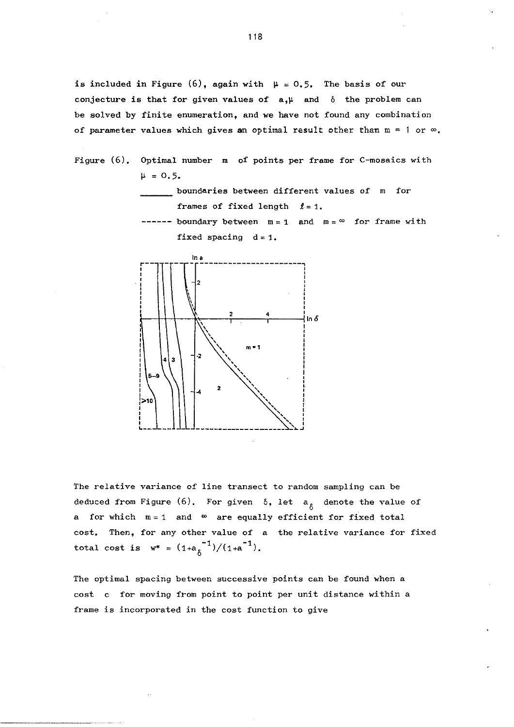is included in Figure (6), again with $\mu = 0.5$. The basis of our conjecture is that for given values of $a, \mu$ and $\delta$ the problem can be solved by finite enumeration, and we have not found any combination of parameter values which gives an optimal result other than $m = 1$ or $\infty$.

Figure (6). Optimal number $m$ of points per frame for C-mosaics with $\mu = 0.5$.

______ boundaries between different values of $m$ for frames of fixed length $\ell = 1$.

------ boundary between $m = 1$ and $m = \infty$ for frame with fixed spacing $d = 1$.

The relative variance of line transect to random sampling can be deduced from Figure (6). For given $\delta$, let $a_\delta$ denote the value of $a$ for which $m = 1$ and $\infty$ are equally efficient for fixed total cost. Then, for any other value of $a$ the relative variance for fixed total cost is $w^* = (1+a_\delta^{-1})/(1+a^{-1})$.

The optimal spacing between successive points can be found when a cost $c$ for moving from point to point per unit distance within a frame is incorporated in the cost function to give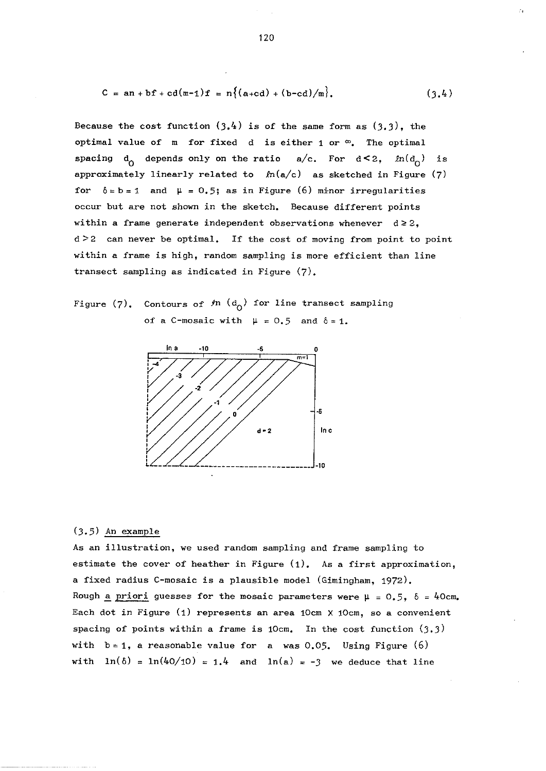$$C = an + bf + cd(m-1)f = n\{(a+cd) + (b-cd)/m\}. \quad (3.4)$$

Because the cost function (3.4) is of the same form as (3.3), the optimal value of $m$ for fixed $d$ is either 1 or $\infty$. The optimal spacing $d_0$ depends only on the ratio $a/c$. For $d<2$, $\ln(d_0)$ is approximately linearly related to $\ln(a/c)$ as sketched in Figure (7) for $\delta = b = 1$ and $\mu = 0.5$; as in Figure (6) minor irregularities occur but are not shown in the sketch. Because different points within a frame generate independent observations whenever $d \geq 2$, $d > 2$ can never be optimal. If the cost of moving from point to point within a frame is high, random sampling is more efficient than line transect sampling as indicated in Figure (7).

Figure (7). Contours of $\ln(d_0)$ for line transect sampling of a C-mosaic with $\mu = 0.5$ and $\delta = 1$.

### (3.5) An example

As an illustration, we used random sampling and frame sampling to estimate the cover of heather in Figure (1). As a first approximation, a fixed radius C-mosaic is a plausible model (Gimingham, 1972). Rough *a priori* guesses for the mosaic parameters were $\mu = 0.5$, $\delta = 40$cm. Each dot in Figure (1) represents an area 10cm X 10cm, so a convenient spacing of points within a frame is 10cm. In the cost function (3.3) with $b = 1$, a reasonable value for $a$ was 0.05. Using Figure (6) with $\ln(\delta) = \ln(40/10) = 1.4$ and $\ln(a) = -3$ we deduce that line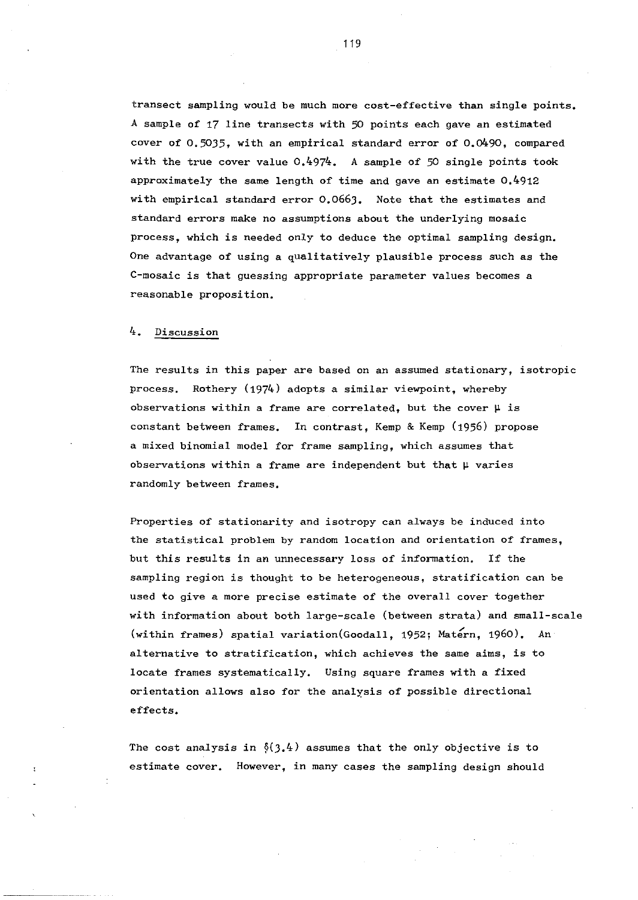transect sampling would be much more cost-effective than single points. A sample of 17 line transects with 50 points each gave an estimated cover of 0.5035, with an empirical standard error of 0.0490, compared with the true cover value 0.4974. A sample of 50 single points took approximately the same length of time and gave an estimate 0.4912 with empirical standard error 0.0663. Note that the estimates and standard errors make no assumptions about the underlying mosaic process, which is needed only to deduce the optimal sampling design. One advantage of using a qualitatively plausible process such as the C-mosaic is that guessing appropriate parameter values becomes a reasonable proposition.

## 4. Discussion

The results in this paper are based on an assumed stationary, isotropic process. Rothery (1974) adopts a similar viewpoint, whereby observations within a frame are correlated, but the cover $\mu$ is constant between frames. In contrast, Kemp & Kemp (1956) propose a mixed binomial model for frame sampling, which assumes that observations within a frame are independent but that $\mu$ varies randomly between frames.

Properties of stationarity and isotropy can always be induced into the statistical problem by random location and orientation of frames, but this results in an unnecessary loss of information. If the sampling region is thought to be heterogeneous, stratification can be used to give a more precise estimate of the overall cover together with information about both large-scale (between strata) and small-scale (within frames) spatial variation(Goodall, 1952; Matérn, 1960). An alternative to stratification, which achieves the same aims, is to locate frames systematically. Using square frames with a fixed orientation allows also for the analysis of possible directional effects.

The cost analysis in §(3.4) assumes that the only objective is to estimate cover. However, in many cases the sampling design should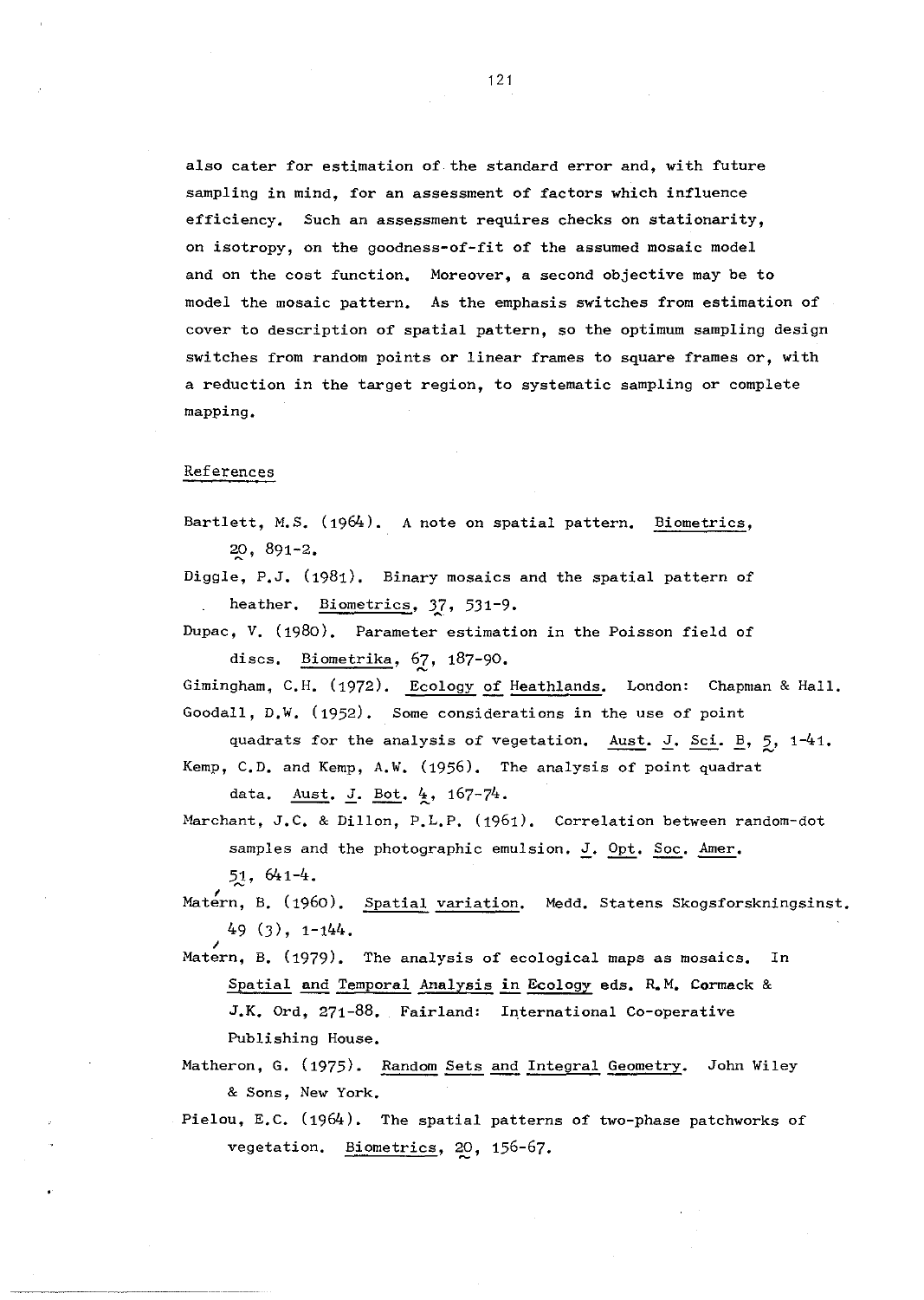also cater for estimation of the standard error and, with future sampling in mind, for an assessment of factors which influence efficiency. Such an assessment requires checks on stationarity, on isotropy, on the goodness-of-fit of the assumed mosaic model and on the cost function. Moreover, a second objective may be to model the mosaic pattern. As the emphasis switches from estimation of cover to description of spatial pattern, so the optimum sampling design switches from random points or linear frames to square frames or, with a reduction in the target region, to systematic sampling or complete mapping.

## References

Bartlett, M.S. (1964). A note on spatial pattern. Biometrics, **20**, 891-2.

Diggle, P.J. (1981). Binary mosaics and the spatial pattern of heather. Biometrics, **37**, 531-9.

Dupac, V. (1980). Parameter estimation in the Poisson field of discs. Biometrika, **67**, 187-90.

Gimingham, C.H. (1972). Ecology of Heathlands. London: Chapman & Hall.

Goodall, D.W. (1952). Some considerations in the use of point quadrats for the analysis of vegetation. Aust. J. Sci. B, **5**, 1-41.

Kemp, C.D. and Kemp, A.W. (1956). The analysis of point quadrat data. Aust. J. Bot. **4**, 167-74.

Marchant, J.C. & Dillon, P.L.P. (1961). Correlation between random-dot samples and the photographic emulsion. J. Opt. Soc. Amer. **51**, 641-4.

Matérn, B. (1960). Spatial variation. Medd. Statens Skogsforskningsinst. 49 (3), 1-144.

Matérn, B. (1979). The analysis of ecological maps as mosaics. In Spatial and Temporal Analysis in Ecology eds. R.M. Cormack & J.K. Ord, 271-88. Fairland: International Co-operative Publishing House.

Matheron, G. (1975). Random Sets and Integral Geometry. John Wiley & Sons, New York.

Pielou, E.C. (1964). The spatial patterns of two-phase patchworks of vegetation. Biometrics, **20**, 156-67.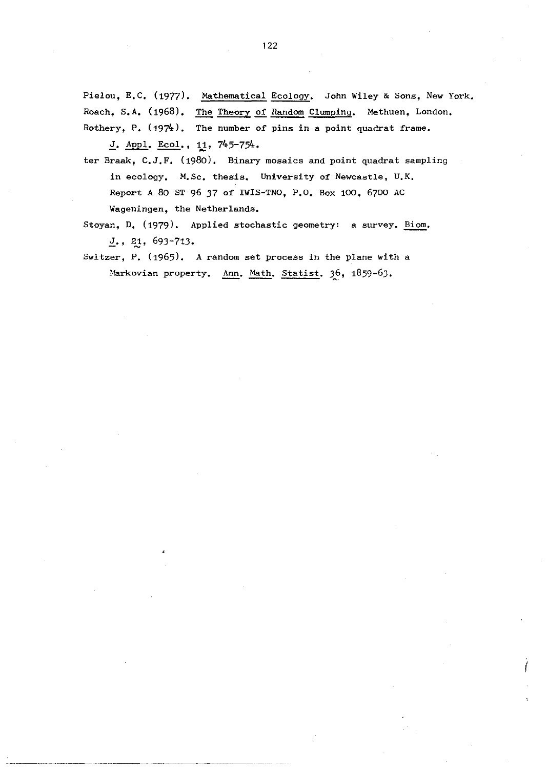Pielou, E.C. (1977). Mathematical Ecology. John Wiley & Sons, New York.

Roach, S.A. (1968). The Theory of Random Clumping. Methuen, London.

Rothery, P. (1974). The number of pins in a point quadrat frame. J. Appl. Ecol., **11**, 745-754.

ter Braak, C.J.F. (1980). Binary mosaics and point quadrat sampling in ecology. M.Sc. thesis. University of Newcastle, U.K. Report A 80 ST 96 37 of IWIS-TNO, P.O. Box 100, 6700 AC Wageningen, the Netherlands.

Stoyan, D. (1979). Applied stochastic geometry: a survey. Biom. J., **21**, 693-713.

Switzer, P. (1965). A random set process in the plane with a Markovian property. Ann. Math. Statist. **36**, 1859-63.